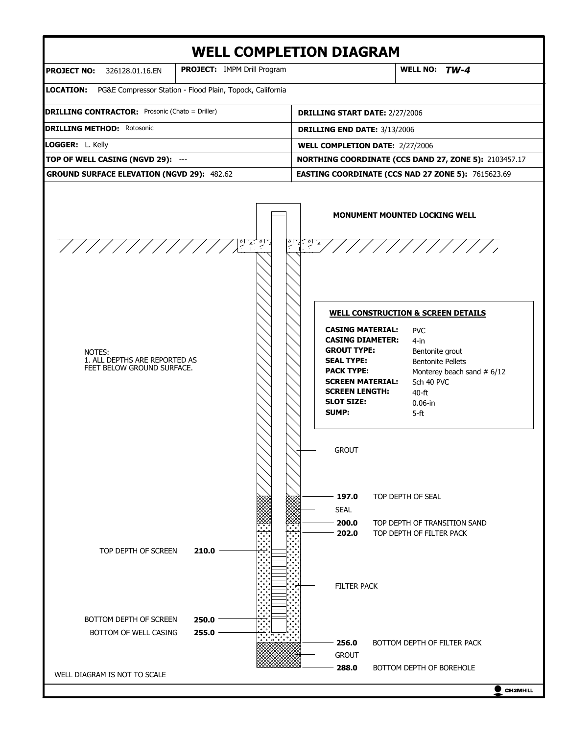# WELL COMPLETION DIAGRAM

| | | |
|---|---|---|
| **PROJECT NO:** 326128.01.16.EN | **PROJECT:** IMPM Drill Program | **WELL NO:** ***TW-4*** |

**LOCATION:** PG&E Compressor Station - Flood Plain, Topock, California

| | |
|---|---|
| **DRILLING CONTRACTOR:** Prosonic (Chato = Driller) | **DRILLING START DATE:** 2/27/2006 |
| **DRILLING METHOD:** Rotosonic | **DRILLING END DATE:** 3/13/2006 |
| **LOGGER:** L. Kelly | **WELL COMPLETION DATE:** 2/27/2006 |
| **TOP OF WELL CASING (NGVD 29):** --- | **NORTHING COORDINATE (CCS DAND 27, ZONE 5):** 2103457.17 |
| **GROUND SURFACE ELEVATION (NGVD 29):** 482.62 | **EASTING COORDINATE (CCS NAD 27 ZONE 5):** 7615623.69 |

**MONUMENT MOUNTED LOCKING WELL**

NOTES:
1. ALL DEPTHS ARE REPORTED AS FEET BELOW GROUND SURFACE.

**WELL CONSTRUCTION & SCREEN DETAILS**

| | |
|---|---|
| **CASING MATERIAL:** | PVC |
| **CASING DIAMETER:** | 4-in |
| **GROUT TYPE:** | Bentonite grout |
| **SEAL TYPE:** | Bentonite Pellets |
| **PACK TYPE:** | Monterey beach sand # 6/12 |
| **SCREEN MATERIAL:** | Sch 40 PVC |
| **SCREEN LENGTH:** | 40-ft |
| **SLOT SIZE:** | 0.06-in |
| **SUMP:** | 5-ft |

GROUT

**197.0** TOP DEPTH OF SEAL

SEAL

**200.0** TOP DEPTH OF TRANSITION SAND

**202.0** TOP DEPTH OF FILTER PACK

TOP DEPTH OF SCREEN **210.0**

FILTER PACK

BOTTOM DEPTH OF SCREEN **250.0**

BOTTOM OF WELL CASING **255.0**

**256.0** BOTTOM DEPTH OF FILTER PACK

GROUT

**288.0** BOTTOM DEPTH OF BOREHOLE

WELL DIAGRAM IS NOT TO SCALE

CH2MHILL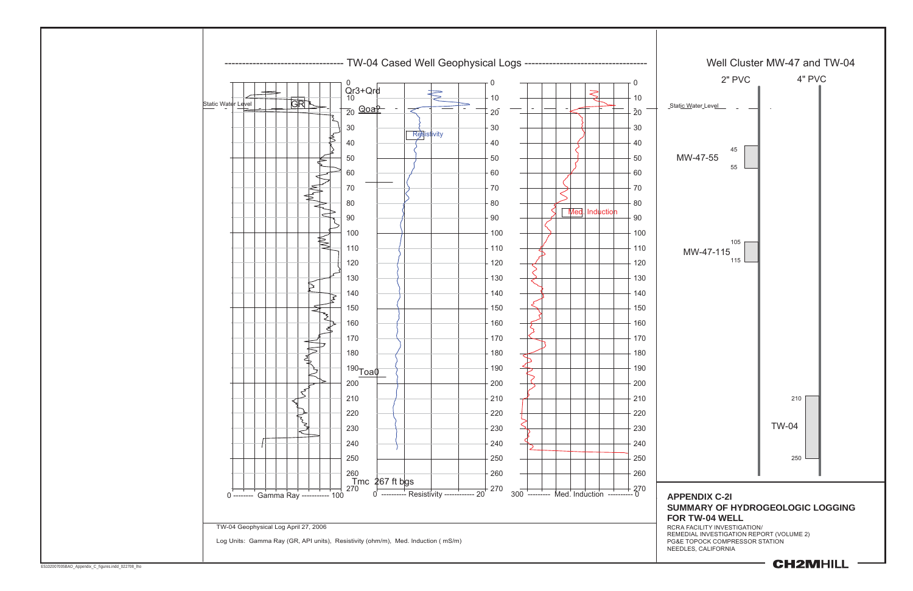## TW-04 Cased Well Geophysical Logs

Static Water Level

GR

Qr3+Qrd

Qoa?

Resistivity

Med. Induction

Toa0

Tmc 267 ft bgs

0 10 20 30 40 50 60 70 80 90 100 110 120 130 140 150 160 170 180 190 200 210 220 230 240 250 260 270

0 -------- Gamma Ray ----------- 100

0 ---------- Resistivity ------------ 20

300 --------- Med. Induction ---------- 0

TW-04 Geophysical Log April 27, 2006

Log Units: Gamma Ray (GR, API units), Resistivity (ohm/m), Med. Induction ( mS/m)

## Well Cluster MW-47 and TW-04

2" PVC

4" PVC

Static Water Level

MW-47-55

45

55

MW-47-115

105

115

TW-04

210

250

**APPENDIX C-2I**
**SUMMARY OF HYDROGEOLOGIC LOGGING FOR TW-04 WELL**

RCRA FACILITY INVESTIGATION/
REMEDIAL INVESTIGATION REPORT (VOLUME 2)
PG&E TOPOCK COMPRESSOR STATION
NEEDLES, CALIFORNIA

CH2MHILL

ES102007005BAO_Appendix_C_figures.indd_022708_lho